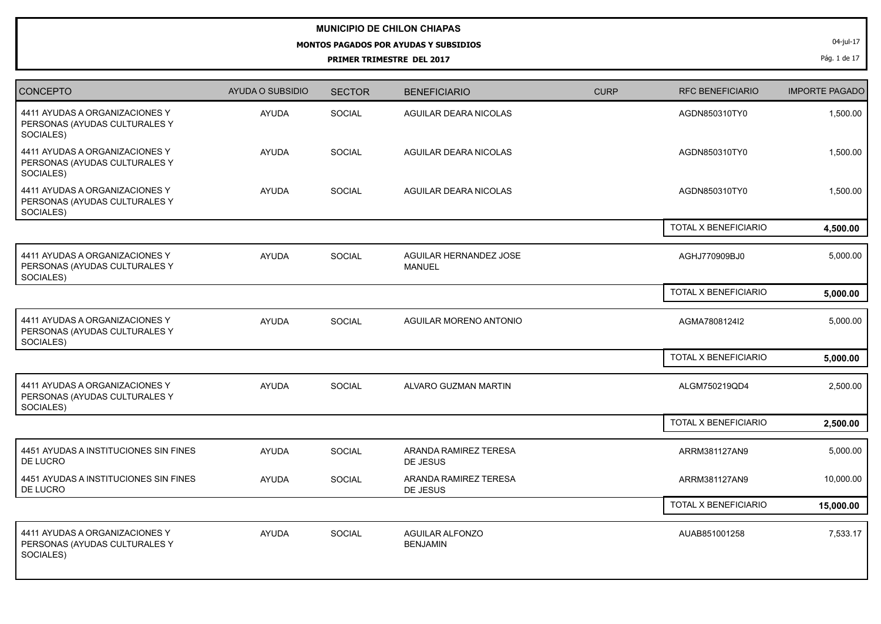# MUNICIPIO DE CHILON CHIAPAS

## MONTOS PAGADOS POR AYUDAS Y SUBSIDIOS

### PRIMER TRIMESTRE DEL 2017

04-jul-17

| CONCEPTO | AYUDA O SUBSIDIO | SECTOR | BENEFICIARIO | CURP | RFC BENEFICIARIO | IMPORTE PAGADO |
|---|---|---|---|---|---|---|
| 4411 AYUDAS A ORGANIZACIONES Y PERSONAS (AYUDAS CULTURALES Y SOCIALES) | AYUDA | SOCIAL | AGUILAR DEARA NICOLAS | | AGDN850310TY0 | 1,500.00 |
| 4411 AYUDAS A ORGANIZACIONES Y PERSONAS (AYUDAS CULTURALES Y SOCIALES) | AYUDA | SOCIAL | AGUILAR DEARA NICOLAS | | AGDN850310TY0 | 1,500.00 |
| 4411 AYUDAS A ORGANIZACIONES Y PERSONAS (AYUDAS CULTURALES Y SOCIALES) | AYUDA | SOCIAL | AGUILAR DEARA NICOLAS | | AGDN850310TY0 | 1,500.00 |
| | | | | | TOTAL X BENEFICIARIO | **4,500.00** |
| 4411 AYUDAS A ORGANIZACIONES Y PERSONAS (AYUDAS CULTURALES Y SOCIALES) | AYUDA | SOCIAL | AGUILAR HERNANDEZ JOSE MANUEL | | AGHJ770909BJ0 | 5,000.00 |
| | | | | | TOTAL X BENEFICIARIO | **5,000.00** |
| 4411 AYUDAS A ORGANIZACIONES Y PERSONAS (AYUDAS CULTURALES Y SOCIALES) | AYUDA | SOCIAL | AGUILAR MORENO ANTONIO | | AGMA7808124I2 | 5,000.00 |
| | | | | | TOTAL X BENEFICIARIO | **5,000.00** |
| 4411 AYUDAS A ORGANIZACIONES Y PERSONAS (AYUDAS CULTURALES Y SOCIALES) | AYUDA | SOCIAL | ALVARO GUZMAN MARTIN | | ALGM750219QD4 | 2,500.00 |
| | | | | | TOTAL X BENEFICIARIO | **2,500.00** |
| 4451 AYUDAS A INSTITUCIONES SIN FINES DE LUCRO | AYUDA | SOCIAL | ARANDA RAMIREZ TERESA DE JESUS | | ARRM381127AN9 | 5,000.00 |
| 4451 AYUDAS A INSTITUCIONES SIN FINES DE LUCRO | AYUDA | SOCIAL | ARANDA RAMIREZ TERESA DE JESUS | | ARRM381127AN9 | 10,000.00 |
| | | | | | TOTAL X BENEFICIARIO | **15,000.00** |
| 4411 AYUDAS A ORGANIZACIONES Y PERSONAS (AYUDAS CULTURALES Y SOCIALES) | AYUDA | SOCIAL | AGUILAR ALFONZO BENJAMIN | | AUAB851001258 | 7,533.17 |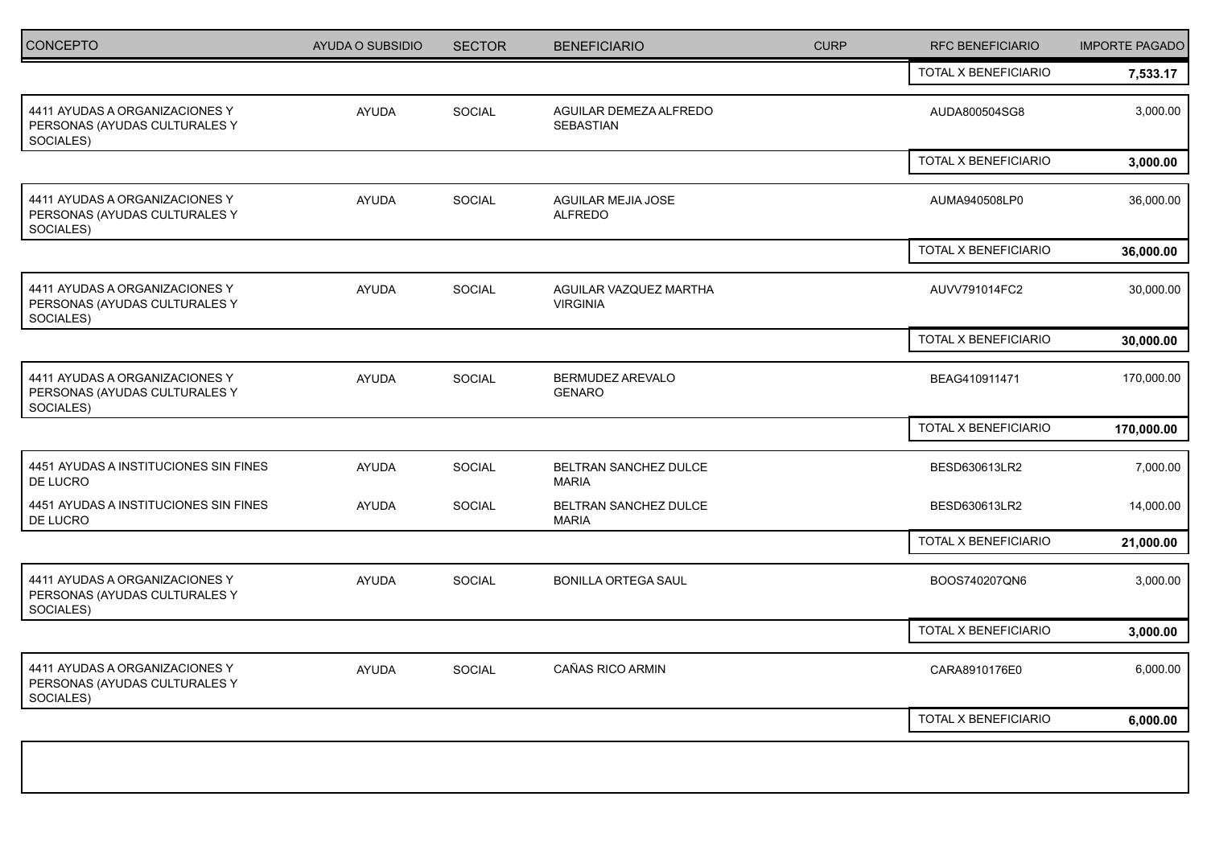| CONCEPTO | AYUDA O SUBSIDIO | SECTOR | BENEFICIARIO | CURP | RFC BENEFICIARIO | IMPORTE PAGADO |
|---|---|---|---|---|---|---|
| | | | | | TOTAL X BENEFICIARIO | **7,533.17** |
| 4411 AYUDAS A ORGANIZACIONES Y PERSONAS (AYUDAS CULTURALES Y SOCIALES) | AYUDA | SOCIAL | AGUILAR DEMEZA ALFREDO SEBASTIAN | | AUDA800504SG8 | 3,000.00 |
| | | | | | TOTAL X BENEFICIARIO | **3,000.00** |
| 4411 AYUDAS A ORGANIZACIONES Y PERSONAS (AYUDAS CULTURALES Y SOCIALES) | AYUDA | SOCIAL | AGUILAR MEJIA JOSE ALFREDO | | AUMA940508LP0 | 36,000.00 |
| | | | | | TOTAL X BENEFICIARIO | **36,000.00** |
| 4411 AYUDAS A ORGANIZACIONES Y PERSONAS (AYUDAS CULTURALES Y SOCIALES) | AYUDA | SOCIAL | AGUILAR VAZQUEZ MARTHA VIRGINIA | | AUVV791014FC2 | 30,000.00 |
| | | | | | TOTAL X BENEFICIARIO | **30,000.00** |
| 4411 AYUDAS A ORGANIZACIONES Y PERSONAS (AYUDAS CULTURALES Y SOCIALES) | AYUDA | SOCIAL | BERMUDEZ AREVALO GENARO | | BEAG410911471 | 170,000.00 |
| | | | | | TOTAL X BENEFICIARIO | **170,000.00** |
| 4451 AYUDAS A INSTITUCIONES SIN FINES DE LUCRO | AYUDA | SOCIAL | BELTRAN SANCHEZ DULCE MARIA | | BESD630613LR2 | 7,000.00 |
| 4451 AYUDAS A INSTITUCIONES SIN FINES DE LUCRO | AYUDA | SOCIAL | BELTRAN SANCHEZ DULCE MARIA | | BESD630613LR2 | 14,000.00 |
| | | | | | TOTAL X BENEFICIARIO | **21,000.00** |
| 4411 AYUDAS A ORGANIZACIONES Y PERSONAS (AYUDAS CULTURALES Y SOCIALES) | AYUDA | SOCIAL | BONILLA ORTEGA SAUL | | BOOS740207QN6 | 3,000.00 |
| | | | | | TOTAL X BENEFICIARIO | **3,000.00** |
| 4411 AYUDAS A ORGANIZACIONES Y PERSONAS (AYUDAS CULTURALES Y SOCIALES) | AYUDA | SOCIAL | CAÑAS RICO ARMIN | | CARA8910176E0 | 6,000.00 |
| | | | | | TOTAL X BENEFICIARIO | **6,000.00** |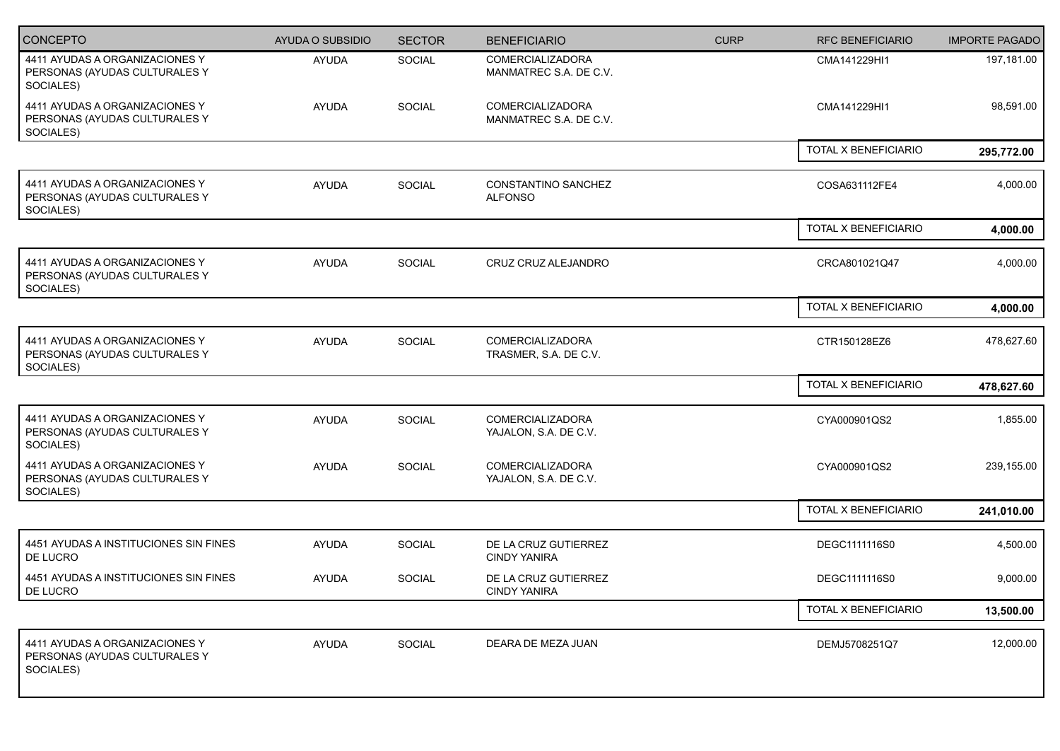| CONCEPTO | AYUDA O SUBSIDIO | SECTOR | BENEFICIARIO | CURP | RFC BENEFICIARIO | IMPORTE PAGADO |
|---|---|---|---|---|---|---|
| 4411 AYUDAS A ORGANIZACIONES Y PERSONAS (AYUDAS CULTURALES Y SOCIALES) | AYUDA | SOCIAL | COMERCIALIZADORA MANMATREC S.A. DE C.V. | | CMA141229HI1 | 197,181.00 |
| 4411 AYUDAS A ORGANIZACIONES Y PERSONAS (AYUDAS CULTURALES Y SOCIALES) | AYUDA | SOCIAL | COMERCIALIZADORA MANMATREC S.A. DE C.V. | | CMA141229HI1 | 98,591.00 |
| | | | | | TOTAL X BENEFICIARIO | **295,772.00** |
| 4411 AYUDAS A ORGANIZACIONES Y PERSONAS (AYUDAS CULTURALES Y SOCIALES) | AYUDA | SOCIAL | CONSTANTINO SANCHEZ ALFONSO | | COSA631112FE4 | 4,000.00 |
| | | | | | TOTAL X BENEFICIARIO | **4,000.00** |
| 4411 AYUDAS A ORGANIZACIONES Y PERSONAS (AYUDAS CULTURALES Y SOCIALES) | AYUDA | SOCIAL | CRUZ CRUZ ALEJANDRO | | CRCA801021Q47 | 4,000.00 |
| | | | | | TOTAL X BENEFICIARIO | **4,000.00** |
| 4411 AYUDAS A ORGANIZACIONES Y PERSONAS (AYUDAS CULTURALES Y SOCIALES) | AYUDA | SOCIAL | COMERCIALIZADORA TRASMER, S.A. DE C.V. | | CTR150128EZ6 | 478,627.60 |
| | | | | | TOTAL X BENEFICIARIO | **478,627.60** |
| 4411 AYUDAS A ORGANIZACIONES Y PERSONAS (AYUDAS CULTURALES Y SOCIALES) | AYUDA | SOCIAL | COMERCIALIZADORA YAJALON, S.A. DE C.V. | | CYA000901QS2 | 1,855.00 |
| 4411 AYUDAS A ORGANIZACIONES Y PERSONAS (AYUDAS CULTURALES Y SOCIALES) | AYUDA | SOCIAL | COMERCIALIZADORA YAJALON, S.A. DE C.V. | | CYA000901QS2 | 239,155.00 |
| | | | | | TOTAL X BENEFICIARIO | **241,010.00** |
| 4451 AYUDAS A INSTITUCIONES SIN FINES DE LUCRO | AYUDA | SOCIAL | DE LA CRUZ GUTIERREZ CINDY YANIRA | | DEGC1111116S0 | 4,500.00 |
| 4451 AYUDAS A INSTITUCIONES SIN FINES DE LUCRO | AYUDA | SOCIAL | DE LA CRUZ GUTIERREZ CINDY YANIRA | | DEGC1111116S0 | 9,000.00 |
| | | | | | TOTAL X BENEFICIARIO | **13,500.00** |
| 4411 AYUDAS A ORGANIZACIONES Y PERSONAS (AYUDAS CULTURALES Y SOCIALES) | AYUDA | SOCIAL | DEARA DE MEZA JUAN | | DEMJ5708251Q7 | 12,000.00 |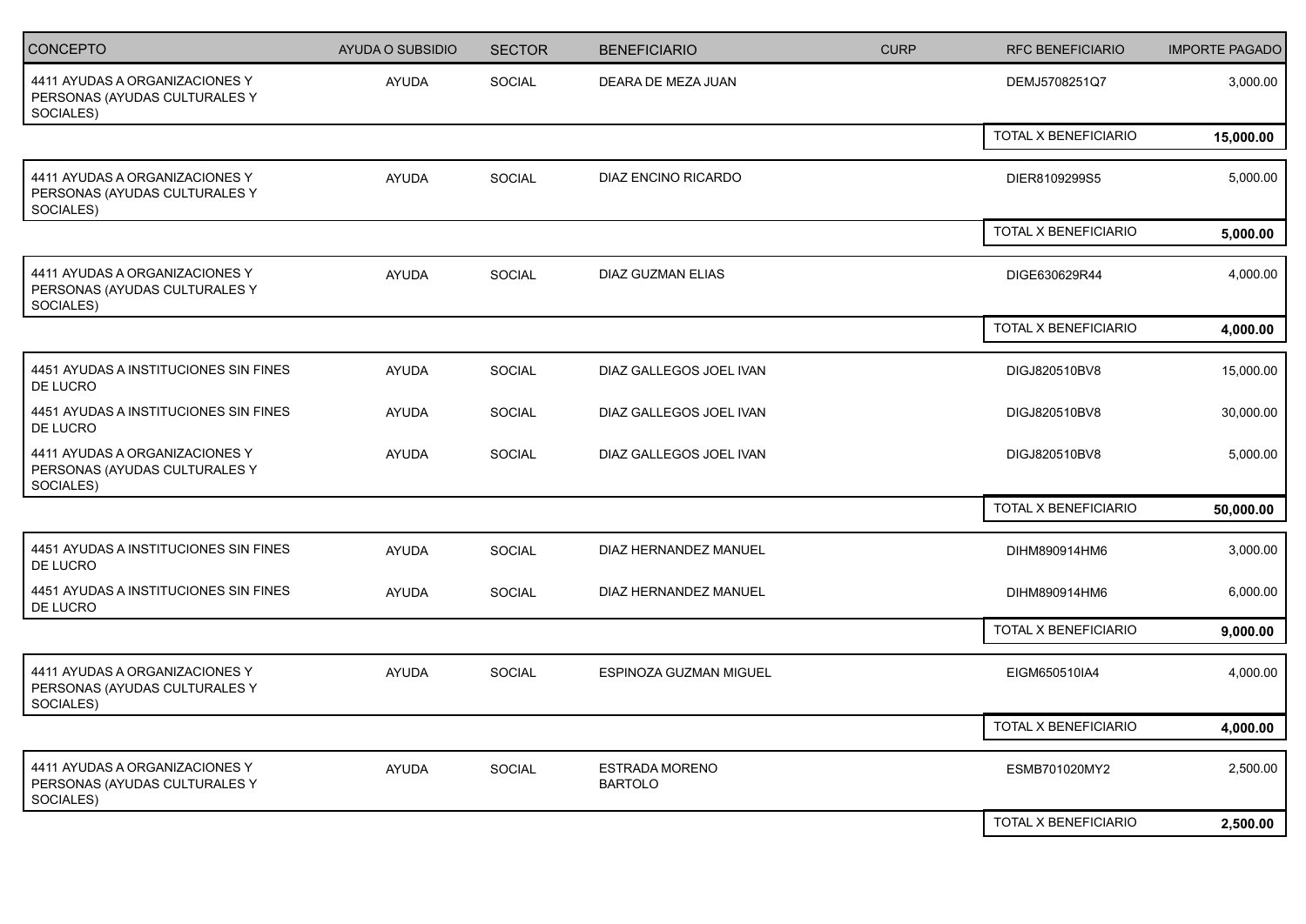| CONCEPTO | AYUDA O SUBSIDIO | SECTOR | BENEFICIARIO | CURP | RFC BENEFICIARIO | IMPORTE PAGADO |
|---|---|---|---|---|---|---|
| 4411 AYUDAS A ORGANIZACIONES Y PERSONAS (AYUDAS CULTURALES Y SOCIALES) | AYUDA | SOCIAL | DEARA DE MEZA JUAN | | DEMJ5708251Q7 | 3,000.00 |
| | | | | | TOTAL X BENEFICIARIO | **15,000.00** |
| 4411 AYUDAS A ORGANIZACIONES Y PERSONAS (AYUDAS CULTURALES Y SOCIALES) | AYUDA | SOCIAL | DIAZ ENCINO RICARDO | | DIER8109299S5 | 5,000.00 |
| | | | | | TOTAL X BENEFICIARIO | **5,000.00** |
| 4411 AYUDAS A ORGANIZACIONES Y PERSONAS (AYUDAS CULTURALES Y SOCIALES) | AYUDA | SOCIAL | DIAZ GUZMAN ELIAS | | DIGE630629R44 | 4,000.00 |
| | | | | | TOTAL X BENEFICIARIO | **4,000.00** |
| 4451 AYUDAS A INSTITUCIONES SIN FINES DE LUCRO | AYUDA | SOCIAL | DIAZ GALLEGOS JOEL IVAN | | DIGJ820510BV8 | 15,000.00 |
| 4451 AYUDAS A INSTITUCIONES SIN FINES DE LUCRO | AYUDA | SOCIAL | DIAZ GALLEGOS JOEL IVAN | | DIGJ820510BV8 | 30,000.00 |
| 4411 AYUDAS A ORGANIZACIONES Y PERSONAS (AYUDAS CULTURALES Y SOCIALES) | AYUDA | SOCIAL | DIAZ GALLEGOS JOEL IVAN | | DIGJ820510BV8 | 5,000.00 |
| | | | | | TOTAL X BENEFICIARIO | **50,000.00** |
| 4451 AYUDAS A INSTITUCIONES SIN FINES DE LUCRO | AYUDA | SOCIAL | DIAZ HERNANDEZ MANUEL | | DIHM890914HM6 | 3,000.00 |
| 4451 AYUDAS A INSTITUCIONES SIN FINES DE LUCRO | AYUDA | SOCIAL | DIAZ HERNANDEZ MANUEL | | DIHM890914HM6 | 6,000.00 |
| | | | | | TOTAL X BENEFICIARIO | **9,000.00** |
| 4411 AYUDAS A ORGANIZACIONES Y PERSONAS (AYUDAS CULTURALES Y SOCIALES) | AYUDA | SOCIAL | ESPINOZA GUZMAN MIGUEL | | EIGM650510IA4 | 4,000.00 |
| | | | | | TOTAL X BENEFICIARIO | **4,000.00** |
| 4411 AYUDAS A ORGANIZACIONES Y PERSONAS (AYUDAS CULTURALES Y SOCIALES) | AYUDA | SOCIAL | ESTRADA MORENO BARTOLO | | ESMB701020MY2 | 2,500.00 |
| | | | | | TOTAL X BENEFICIARIO | **2,500.00** |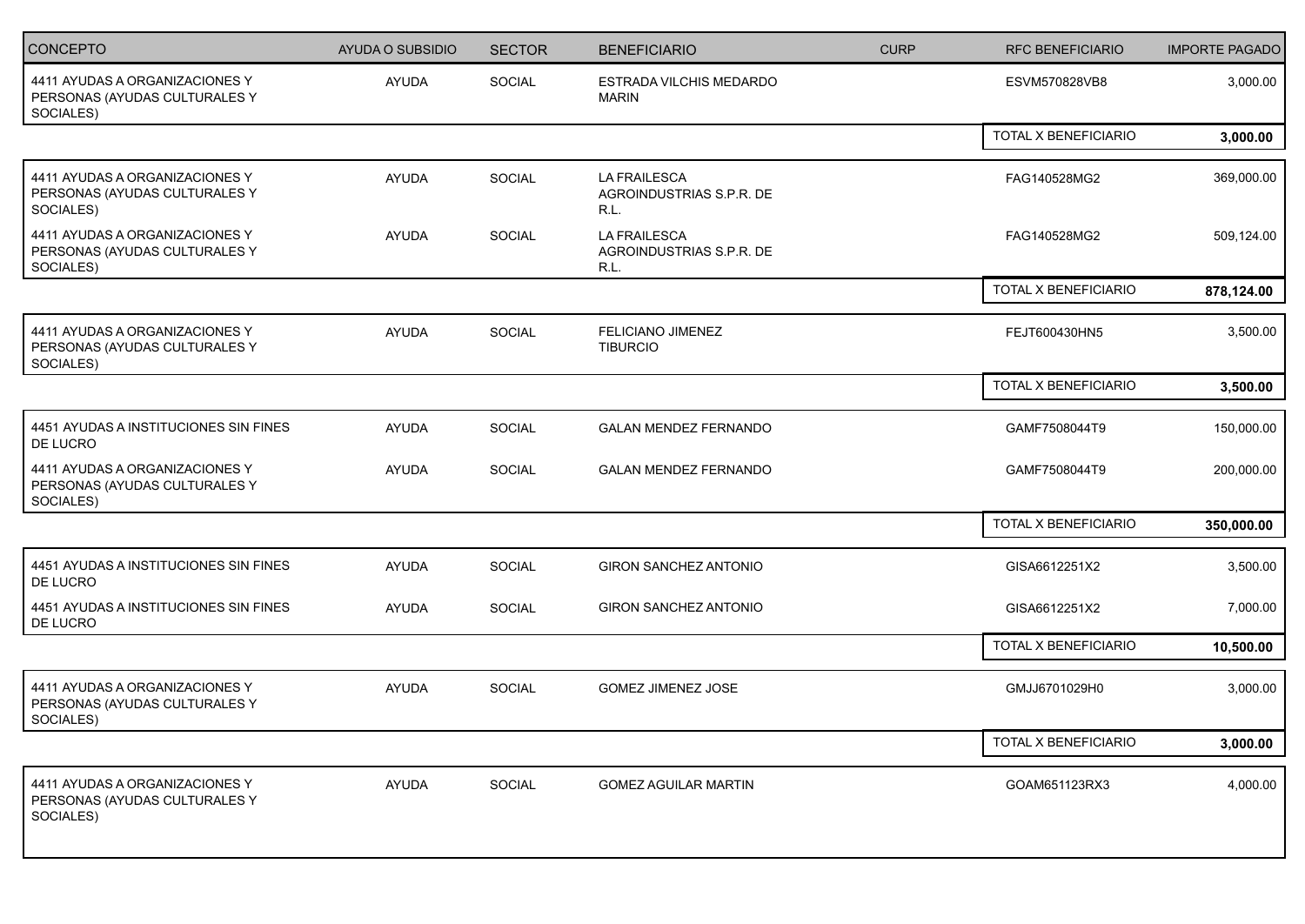| CONCEPTO | AYUDA O SUBSIDIO | SECTOR | BENEFICIARIO | CURP | RFC BENEFICIARIO | IMPORTE PAGADO |
| --- | --- | --- | --- | --- | --- | --- |
| 4411 AYUDAS A ORGANIZACIONES Y PERSONAS (AYUDAS CULTURALES Y SOCIALES) | AYUDA | SOCIAL | ESTRADA VILCHIS MEDARDO MARIN | | ESVM570828VB8 | 3,000.00 |
| | | | | | TOTAL X BENEFICIARIO | **3,000.00** |
| 4411 AYUDAS A ORGANIZACIONES Y PERSONAS (AYUDAS CULTURALES Y SOCIALES) | AYUDA | SOCIAL | LA FRAILESCA AGROINDUSTRIAS S.P.R. DE R.L. | | FAG140528MG2 | 369,000.00 |
| 4411 AYUDAS A ORGANIZACIONES Y PERSONAS (AYUDAS CULTURALES Y SOCIALES) | AYUDA | SOCIAL | LA FRAILESCA AGROINDUSTRIAS S.P.R. DE R.L. | | FAG140528MG2 | 509,124.00 |
| | | | | | TOTAL X BENEFICIARIO | **878,124.00** |
| 4411 AYUDAS A ORGANIZACIONES Y PERSONAS (AYUDAS CULTURALES Y SOCIALES) | AYUDA | SOCIAL | FELICIANO JIMENEZ TIBURCIO | | FEJT600430HN5 | 3,500.00 |
| | | | | | TOTAL X BENEFICIARIO | **3,500.00** |
| 4451 AYUDAS A INSTITUCIONES SIN FINES DE LUCRO | AYUDA | SOCIAL | GALAN MENDEZ FERNANDO | | GAMF7508044T9 | 150,000.00 |
| 4411 AYUDAS A ORGANIZACIONES Y PERSONAS (AYUDAS CULTURALES Y SOCIALES) | AYUDA | SOCIAL | GALAN MENDEZ FERNANDO | | GAMF7508044T9 | 200,000.00 |
| | | | | | TOTAL X BENEFICIARIO | **350,000.00** |
| 4451 AYUDAS A INSTITUCIONES SIN FINES DE LUCRO | AYUDA | SOCIAL | GIRON SANCHEZ ANTONIO | | GISA6612251X2 | 3,500.00 |
| 4451 AYUDAS A INSTITUCIONES SIN FINES DE LUCRO | AYUDA | SOCIAL | GIRON SANCHEZ ANTONIO | | GISA6612251X2 | 7,000.00 |
| | | | | | TOTAL X BENEFICIARIO | **10,500.00** |
| 4411 AYUDAS A ORGANIZACIONES Y PERSONAS (AYUDAS CULTURALES Y SOCIALES) | AYUDA | SOCIAL | GOMEZ JIMENEZ JOSE | | GMJJ6701029H0 | 3,000.00 |
| | | | | | TOTAL X BENEFICIARIO | **3,000.00** |
| 4411 AYUDAS A ORGANIZACIONES Y PERSONAS (AYUDAS CULTURALES Y SOCIALES) | AYUDA | SOCIAL | GOMEZ AGUILAR MARTIN | | GOAM651123RX3 | 4,000.00 |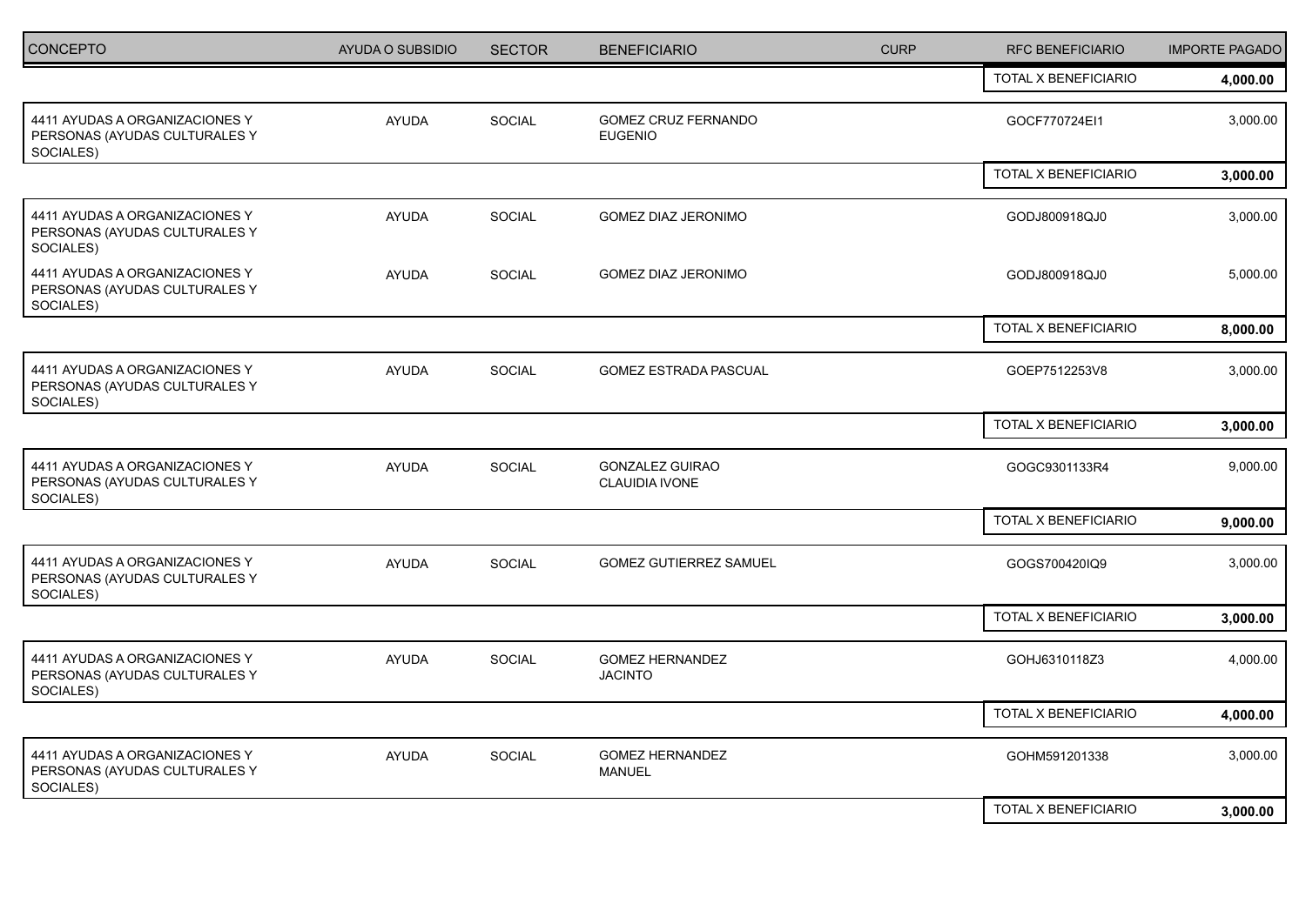| CONCEPTO | AYUDA O SUBSIDIO | SECTOR | BENEFICIARIO | CURP | RFC BENEFICIARIO | IMPORTE PAGADO |
|---|---|---|---|---|---|---|
| | | | | | TOTAL X BENEFICIARIO | **4,000.00** |
| 4411 AYUDAS A ORGANIZACIONES Y PERSONAS (AYUDAS CULTURALES Y SOCIALES) | AYUDA | SOCIAL | GOMEZ CRUZ FERNANDO EUGENIO | | GOCF770724EI1 | 3,000.00 |
| | | | | | TOTAL X BENEFICIARIO | **3,000.00** |
| 4411 AYUDAS A ORGANIZACIONES Y PERSONAS (AYUDAS CULTURALES Y SOCIALES) | AYUDA | SOCIAL | GOMEZ DIAZ JERONIMO | | GODJ800918QJ0 | 3,000.00 |
| 4411 AYUDAS A ORGANIZACIONES Y PERSONAS (AYUDAS CULTURALES Y SOCIALES) | AYUDA | SOCIAL | GOMEZ DIAZ JERONIMO | | GODJ800918QJ0 | 5,000.00 |
| | | | | | TOTAL X BENEFICIARIO | **8,000.00** |
| 4411 AYUDAS A ORGANIZACIONES Y PERSONAS (AYUDAS CULTURALES Y SOCIALES) | AYUDA | SOCIAL | GOMEZ ESTRADA PASCUAL | | GOEP7512253V8 | 3,000.00 |
| | | | | | TOTAL X BENEFICIARIO | **3,000.00** |
| 4411 AYUDAS A ORGANIZACIONES Y PERSONAS (AYUDAS CULTURALES Y SOCIALES) | AYUDA | SOCIAL | GONZALEZ GUIRAO CLAUIDIA IVONE | | GOGC9301133R4 | 9,000.00 |
| | | | | | TOTAL X BENEFICIARIO | **9,000.00** |
| 4411 AYUDAS A ORGANIZACIONES Y PERSONAS (AYUDAS CULTURALES Y SOCIALES) | AYUDA | SOCIAL | GOMEZ GUTIERREZ SAMUEL | | GOGS700420IQ9 | 3,000.00 |
| | | | | | TOTAL X BENEFICIARIO | **3,000.00** |
| 4411 AYUDAS A ORGANIZACIONES Y PERSONAS (AYUDAS CULTURALES Y SOCIALES) | AYUDA | SOCIAL | GOMEZ HERNANDEZ JACINTO | | GOHJ6310118Z3 | 4,000.00 |
| | | | | | TOTAL X BENEFICIARIO | **4,000.00** |
| 4411 AYUDAS A ORGANIZACIONES Y PERSONAS (AYUDAS CULTURALES Y SOCIALES) | AYUDA | SOCIAL | GOMEZ HERNANDEZ MANUEL | | GOHM591201338 | 3,000.00 |
| | | | | | TOTAL X BENEFICIARIO | **3,000.00** |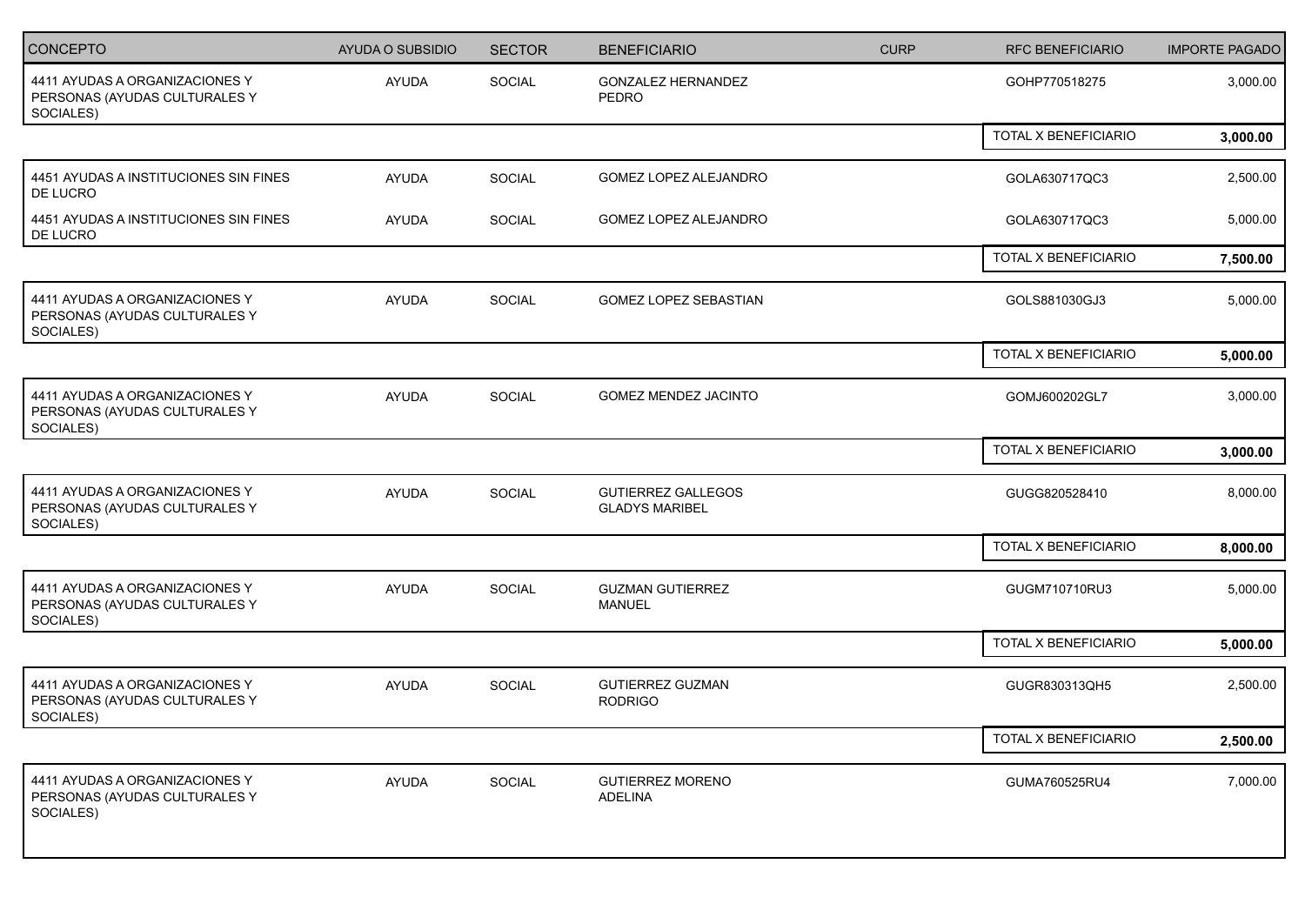| CONCEPTO | AYUDA O SUBSIDIO | SECTOR | BENEFICIARIO | CURP | RFC BENEFICIARIO | IMPORTE PAGADO |
|---|---|---|---|---|---|---|
| 4411 AYUDAS A ORGANIZACIONES Y PERSONAS (AYUDAS CULTURALES Y SOCIALES) | AYUDA | SOCIAL | GONZALEZ HERNANDEZ PEDRO | | GOHP770518275 | 3,000.00 |
| | | | | | TOTAL X BENEFICIARIO | **3,000.00** |
| 4451 AYUDAS A INSTITUCIONES SIN FINES DE LUCRO | AYUDA | SOCIAL | GOMEZ LOPEZ ALEJANDRO | | GOLA630717QC3 | 2,500.00 |
| 4451 AYUDAS A INSTITUCIONES SIN FINES DE LUCRO | AYUDA | SOCIAL | GOMEZ LOPEZ ALEJANDRO | | GOLA630717QC3 | 5,000.00 |
| | | | | | TOTAL X BENEFICIARIO | **7,500.00** |
| 4411 AYUDAS A ORGANIZACIONES Y PERSONAS (AYUDAS CULTURALES Y SOCIALES) | AYUDA | SOCIAL | GOMEZ LOPEZ SEBASTIAN | | GOLS881030GJ3 | 5,000.00 |
| | | | | | TOTAL X BENEFICIARIO | **5,000.00** |
| 4411 AYUDAS A ORGANIZACIONES Y PERSONAS (AYUDAS CULTURALES Y SOCIALES) | AYUDA | SOCIAL | GOMEZ MENDEZ JACINTO | | GOMJ600202GL7 | 3,000.00 |
| | | | | | TOTAL X BENEFICIARIO | **3,000.00** |
| 4411 AYUDAS A ORGANIZACIONES Y PERSONAS (AYUDAS CULTURALES Y SOCIALES) | AYUDA | SOCIAL | GUTIERREZ GALLEGOS GLADYS MARIBEL | | GUGG820528410 | 8,000.00 |
| | | | | | TOTAL X BENEFICIARIO | **8,000.00** |
| 4411 AYUDAS A ORGANIZACIONES Y PERSONAS (AYUDAS CULTURALES Y SOCIALES) | AYUDA | SOCIAL | GUZMAN GUTIERREZ MANUEL | | GUGM710710RU3 | 5,000.00 |
| | | | | | TOTAL X BENEFICIARIO | **5,000.00** |
| 4411 AYUDAS A ORGANIZACIONES Y PERSONAS (AYUDAS CULTURALES Y SOCIALES) | AYUDA | SOCIAL | GUTIERREZ GUZMAN RODRIGO | | GUGR830313QH5 | 2,500.00 |
| | | | | | TOTAL X BENEFICIARIO | **2,500.00** |
| 4411 AYUDAS A ORGANIZACIONES Y PERSONAS (AYUDAS CULTURALES Y SOCIALES) | AYUDA | SOCIAL | GUTIERREZ MORENO ADELINA | | GUMA760525RU4 | 7,000.00 |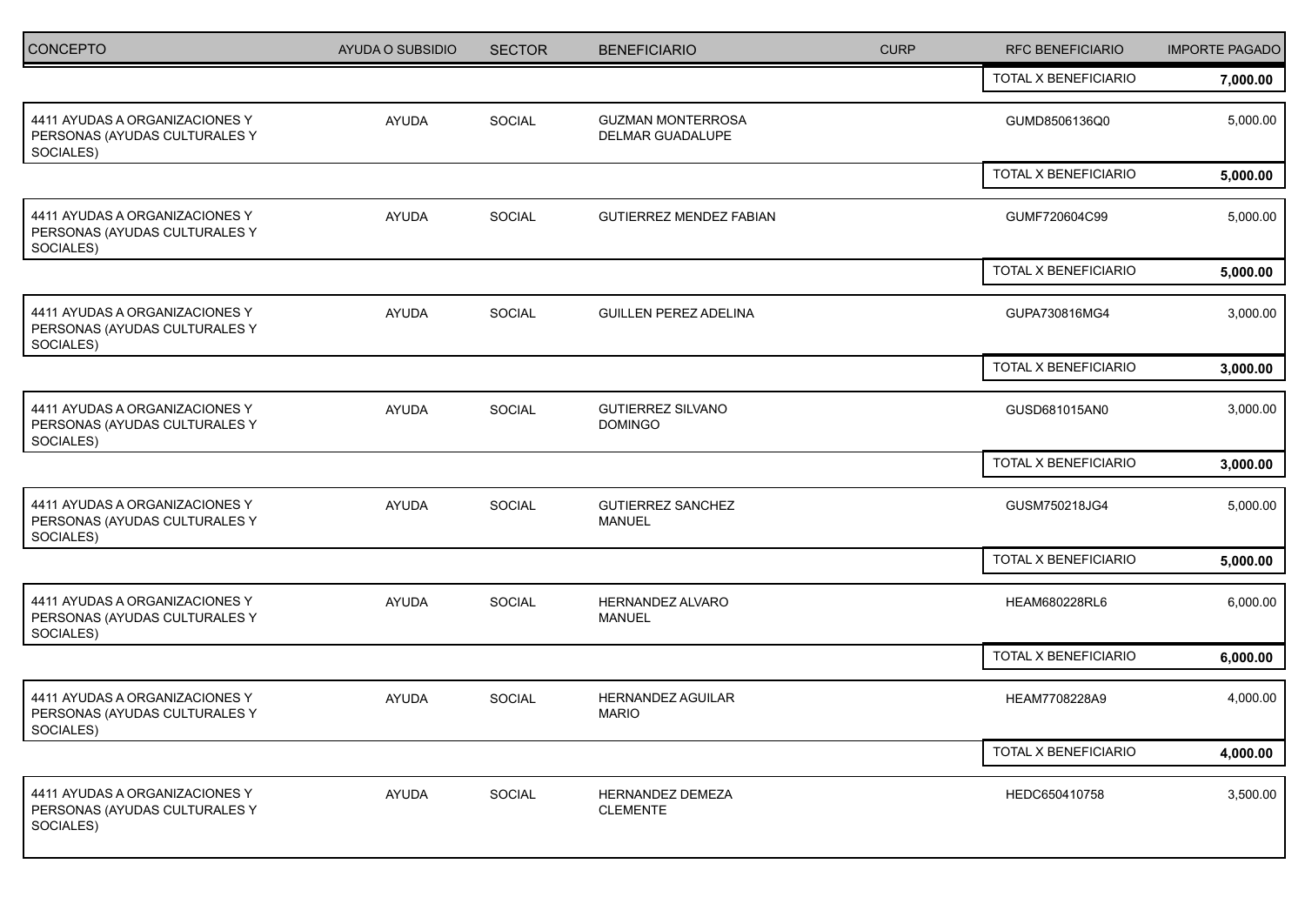| CONCEPTO | AYUDA O SUBSIDIO | SECTOR | BENEFICIARIO | CURP | RFC BENEFICIARIO | IMPORTE PAGADO |
|---|---|---|---|---|---|---|
| | | | | | TOTAL X BENEFICIARIO | **7,000.00** |
| 4411 AYUDAS A ORGANIZACIONES Y PERSONAS (AYUDAS CULTURALES Y SOCIALES) | AYUDA | SOCIAL | GUZMAN MONTERROSA DELMAR GUADALUPE | | GUMD8506136Q0 | 5,000.00 |
| | | | | | TOTAL X BENEFICIARIO | **5,000.00** |
| 4411 AYUDAS A ORGANIZACIONES Y PERSONAS (AYUDAS CULTURALES Y SOCIALES) | AYUDA | SOCIAL | GUTIERREZ MENDEZ FABIAN | | GUMF720604C99 | 5,000.00 |
| | | | | | TOTAL X BENEFICIARIO | **5,000.00** |
| 4411 AYUDAS A ORGANIZACIONES Y PERSONAS (AYUDAS CULTURALES Y SOCIALES) | AYUDA | SOCIAL | GUILLEN PEREZ ADELINA | | GUPA730816MG4 | 3,000.00 |
| | | | | | TOTAL X BENEFICIARIO | **3,000.00** |
| 4411 AYUDAS A ORGANIZACIONES Y PERSONAS (AYUDAS CULTURALES Y SOCIALES) | AYUDA | SOCIAL | GUTIERREZ SILVANO DOMINGO | | GUSD681015AN0 | 3,000.00 |
| | | | | | TOTAL X BENEFICIARIO | **3,000.00** |
| 4411 AYUDAS A ORGANIZACIONES Y PERSONAS (AYUDAS CULTURALES Y SOCIALES) | AYUDA | SOCIAL | GUTIERREZ SANCHEZ MANUEL | | GUSM750218JG4 | 5,000.00 |
| | | | | | TOTAL X BENEFICIARIO | **5,000.00** |
| 4411 AYUDAS A ORGANIZACIONES Y PERSONAS (AYUDAS CULTURALES Y SOCIALES) | AYUDA | SOCIAL | HERNANDEZ ALVARO MANUEL | | HEAM680228RL6 | 6,000.00 |
| | | | | | TOTAL X BENEFICIARIO | **6,000.00** |
| 4411 AYUDAS A ORGANIZACIONES Y PERSONAS (AYUDAS CULTURALES Y SOCIALES) | AYUDA | SOCIAL | HERNANDEZ AGUILAR MARIO | | HEAM7708228A9 | 4,000.00 |
| | | | | | TOTAL X BENEFICIARIO | **4,000.00** |
| 4411 AYUDAS A ORGANIZACIONES Y PERSONAS (AYUDAS CULTURALES Y SOCIALES) | AYUDA | SOCIAL | HERNANDEZ DEMEZA CLEMENTE | | HEDC650410758 | 3,500.00 |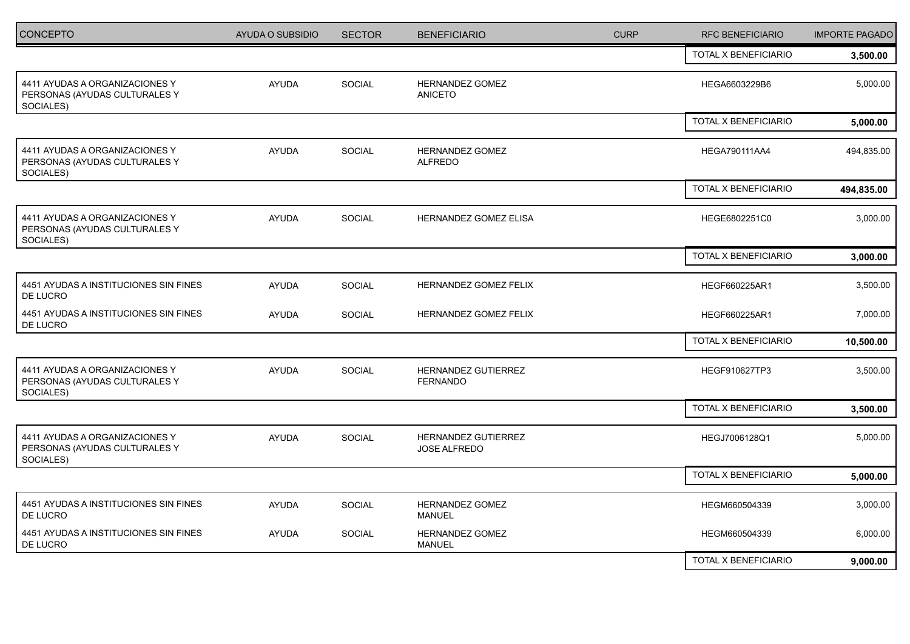| CONCEPTO | AYUDA O SUBSIDIO | SECTOR | BENEFICIARIO | CURP | RFC BENEFICIARIO | IMPORTE PAGADO |
|---|---|---|---|---|---|---|
| | | | | | TOTAL X BENEFICIARIO | **3,500.00** |
| 4411 AYUDAS A ORGANIZACIONES Y PERSONAS (AYUDAS CULTURALES Y SOCIALES) | AYUDA | SOCIAL | HERNANDEZ GOMEZ ANICETO | | HEGA6603229B6 | 5,000.00 |
| | | | | | TOTAL X BENEFICIARIO | **5,000.00** |
| 4411 AYUDAS A ORGANIZACIONES Y PERSONAS (AYUDAS CULTURALES Y SOCIALES) | AYUDA | SOCIAL | HERNANDEZ GOMEZ ALFREDO | | HEGA790111AA4 | 494,835.00 |
| | | | | | TOTAL X BENEFICIARIO | **494,835.00** |
| 4411 AYUDAS A ORGANIZACIONES Y PERSONAS (AYUDAS CULTURALES Y SOCIALES) | AYUDA | SOCIAL | HERNANDEZ GOMEZ ELISA | | HEGE6802251C0 | 3,000.00 |
| | | | | | TOTAL X BENEFICIARIO | **3,000.00** |
| 4451 AYUDAS A INSTITUCIONES SIN FINES DE LUCRO | AYUDA | SOCIAL | HERNANDEZ GOMEZ FELIX | | HEGF660225AR1 | 3,500.00 |
| 4451 AYUDAS A INSTITUCIONES SIN FINES DE LUCRO | AYUDA | SOCIAL | HERNANDEZ GOMEZ FELIX | | HEGF660225AR1 | 7,000.00 |
| | | | | | TOTAL X BENEFICIARIO | **10,500.00** |
| 4411 AYUDAS A ORGANIZACIONES Y PERSONAS (AYUDAS CULTURALES Y SOCIALES) | AYUDA | SOCIAL | HERNANDEZ GUTIERREZ FERNANDO | | HEGF910627TP3 | 3,500.00 |
| | | | | | TOTAL X BENEFICIARIO | **3,500.00** |
| 4411 AYUDAS A ORGANIZACIONES Y PERSONAS (AYUDAS CULTURALES Y SOCIALES) | AYUDA | SOCIAL | HERNANDEZ GUTIERREZ JOSE ALFREDO | | HEGJ7006128Q1 | 5,000.00 |
| | | | | | TOTAL X BENEFICIARIO | **5,000.00** |
| 4451 AYUDAS A INSTITUCIONES SIN FINES DE LUCRO | AYUDA | SOCIAL | HERNANDEZ GOMEZ MANUEL | | HEGM660504339 | 3,000.00 |
| 4451 AYUDAS A INSTITUCIONES SIN FINES DE LUCRO | AYUDA | SOCIAL | HERNANDEZ GOMEZ MANUEL | | HEGM660504339 | 6,000.00 |
| | | | | | TOTAL X BENEFICIARIO | **9,000.00** |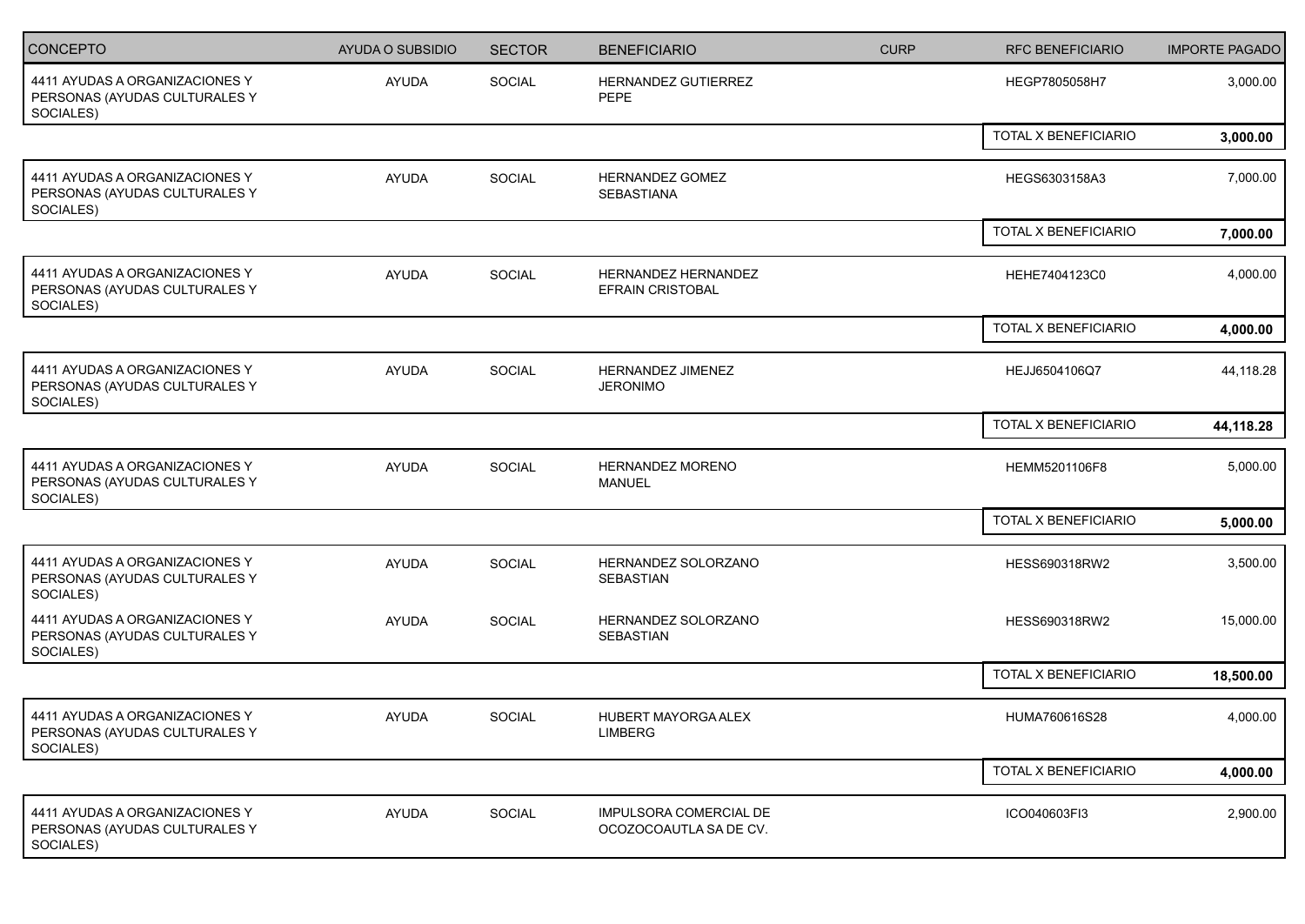| CONCEPTO | AYUDA O SUBSIDIO | SECTOR | BENEFICIARIO | CURP | RFC BENEFICIARIO | IMPORTE PAGADO |
|---|---|---|---|---|---|---|
| 4411 AYUDAS A ORGANIZACIONES Y PERSONAS (AYUDAS CULTURALES Y SOCIALES) | AYUDA | SOCIAL | HERNANDEZ GUTIERREZ PEPE | | HEGP7805058H7 | 3,000.00 |
| | | | | | TOTAL X BENEFICIARIO | **3,000.00** |
| 4411 AYUDAS A ORGANIZACIONES Y PERSONAS (AYUDAS CULTURALES Y SOCIALES) | AYUDA | SOCIAL | HERNANDEZ GOMEZ SEBASTIANA | | HEGS6303158A3 | 7,000.00 |
| | | | | | TOTAL X BENEFICIARIO | **7,000.00** |
| 4411 AYUDAS A ORGANIZACIONES Y PERSONAS (AYUDAS CULTURALES Y SOCIALES) | AYUDA | SOCIAL | HERNANDEZ HERNANDEZ EFRAIN CRISTOBAL | | HEHE7404123C0 | 4,000.00 |
| | | | | | TOTAL X BENEFICIARIO | **4,000.00** |
| 4411 AYUDAS A ORGANIZACIONES Y PERSONAS (AYUDAS CULTURALES Y SOCIALES) | AYUDA | SOCIAL | HERNANDEZ JIMENEZ JERONIMO | | HEJJ6504106Q7 | 44,118.28 |
| | | | | | TOTAL X BENEFICIARIO | **44,118.28** |
| 4411 AYUDAS A ORGANIZACIONES Y PERSONAS (AYUDAS CULTURALES Y SOCIALES) | AYUDA | SOCIAL | HERNANDEZ MORENO MANUEL | | HEMM5201106F8 | 5,000.00 |
| | | | | | TOTAL X BENEFICIARIO | **5,000.00** |
| 4411 AYUDAS A ORGANIZACIONES Y PERSONAS (AYUDAS CULTURALES Y SOCIALES) | AYUDA | SOCIAL | HERNANDEZ SOLORZANO SEBASTIAN | | HESS690318RW2 | 3,500.00 |
| 4411 AYUDAS A ORGANIZACIONES Y PERSONAS (AYUDAS CULTURALES Y SOCIALES) | AYUDA | SOCIAL | HERNANDEZ SOLORZANO SEBASTIAN | | HESS690318RW2 | 15,000.00 |
| | | | | | TOTAL X BENEFICIARIO | **18,500.00** |
| 4411 AYUDAS A ORGANIZACIONES Y PERSONAS (AYUDAS CULTURALES Y SOCIALES) | AYUDA | SOCIAL | HUBERT MAYORGA ALEX LIMBERG | | HUMA760616S28 | 4,000.00 |
| | | | | | TOTAL X BENEFICIARIO | **4,000.00** |
| 4411 AYUDAS A ORGANIZACIONES Y PERSONAS (AYUDAS CULTURALES Y SOCIALES) | AYUDA | SOCIAL | IMPULSORA COMERCIAL DE OCOZOCOAUTLA SA DE CV. | | ICO040603FI3 | 2,900.00 |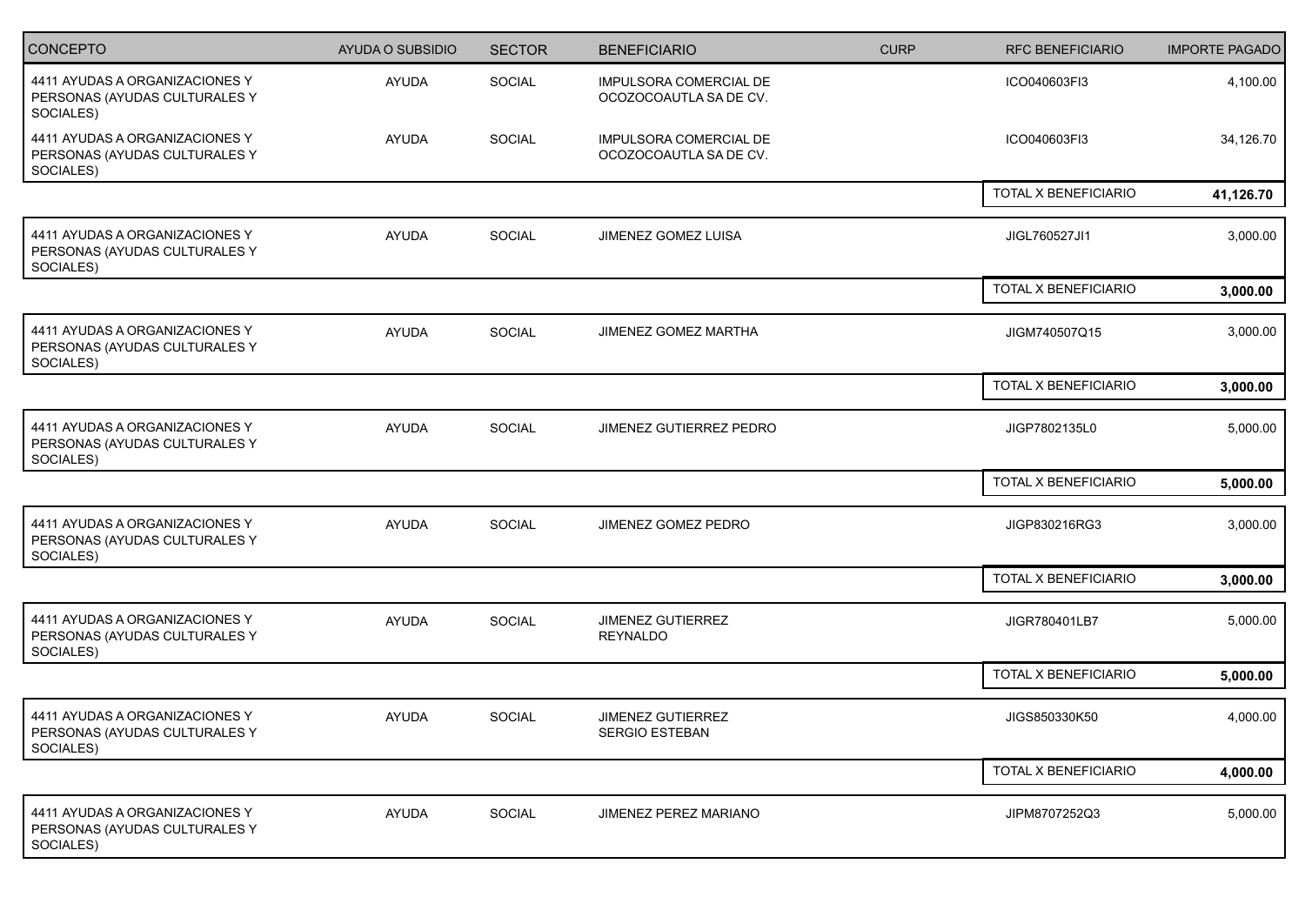| CONCEPTO | AYUDA O SUBSIDIO | SECTOR | BENEFICIARIO | CURP | RFC BENEFICIARIO | IMPORTE PAGADO |
|---|---|---|---|---|---|---|
| 4411 AYUDAS A ORGANIZACIONES Y PERSONAS (AYUDAS CULTURALES Y SOCIALES) | AYUDA | SOCIAL | IMPULSORA COMERCIAL DE OCOZOCOAUTLA SA DE CV. | | ICO040603FI3 | 4,100.00 |
| 4411 AYUDAS A ORGANIZACIONES Y PERSONAS (AYUDAS CULTURALES Y SOCIALES) | AYUDA | SOCIAL | IMPULSORA COMERCIAL DE OCOZOCOAUTLA SA DE CV. | | ICO040603FI3 | 34,126.70 |
| | | | | | TOTAL X BENEFICIARIO | **41,126.70** |
| 4411 AYUDAS A ORGANIZACIONES Y PERSONAS (AYUDAS CULTURALES Y SOCIALES) | AYUDA | SOCIAL | JIMENEZ GOMEZ LUISA | | JIGL760527JI1 | 3,000.00 |
| | | | | | TOTAL X BENEFICIARIO | **3,000.00** |
| 4411 AYUDAS A ORGANIZACIONES Y PERSONAS (AYUDAS CULTURALES Y SOCIALES) | AYUDA | SOCIAL | JIMENEZ GOMEZ MARTHA | | JIGM740507Q15 | 3,000.00 |
| | | | | | TOTAL X BENEFICIARIO | **3,000.00** |
| 4411 AYUDAS A ORGANIZACIONES Y PERSONAS (AYUDAS CULTURALES Y SOCIALES) | AYUDA | SOCIAL | JIMENEZ GUTIERREZ PEDRO | | JIGP7802135L0 | 5,000.00 |
| | | | | | TOTAL X BENEFICIARIO | **5,000.00** |
| 4411 AYUDAS A ORGANIZACIONES Y PERSONAS (AYUDAS CULTURALES Y SOCIALES) | AYUDA | SOCIAL | JIMENEZ GOMEZ PEDRO | | JIGP830216RG3 | 3,000.00 |
| | | | | | TOTAL X BENEFICIARIO | **3,000.00** |
| 4411 AYUDAS A ORGANIZACIONES Y PERSONAS (AYUDAS CULTURALES Y SOCIALES) | AYUDA | SOCIAL | JIMENEZ GUTIERREZ REYNALDO | | JIGR780401LB7 | 5,000.00 |
| | | | | | TOTAL X BENEFICIARIO | **5,000.00** |
| 4411 AYUDAS A ORGANIZACIONES Y PERSONAS (AYUDAS CULTURALES Y SOCIALES) | AYUDA | SOCIAL | JIMENEZ GUTIERREZ SERGIO ESTEBAN | | JIGS850330K50 | 4,000.00 |
| | | | | | TOTAL X BENEFICIARIO | **4,000.00** |
| 4411 AYUDAS A ORGANIZACIONES Y PERSONAS (AYUDAS CULTURALES Y SOCIALES) | AYUDA | SOCIAL | JIMENEZ PEREZ MARIANO | | JIPM8707252Q3 | 5,000.00 |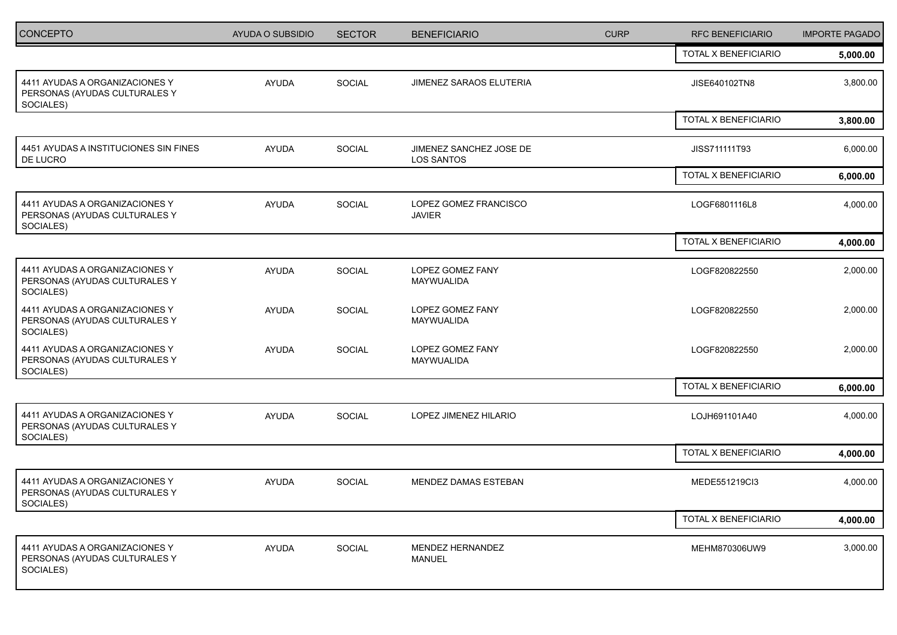| CONCEPTO | AYUDA O SUBSIDIO | SECTOR | BENEFICIARIO | CURP | RFC BENEFICIARIO | IMPORTE PAGADO |
|---|---|---|---|---|---|---|
| | | | | | TOTAL X BENEFICIARIO | **5,000.00** |
| 4411 AYUDAS A ORGANIZACIONES Y PERSONAS (AYUDAS CULTURALES Y SOCIALES) | AYUDA | SOCIAL | JIMENEZ SARAOS ELUTERIA | | JISE640102TN8 | 3,800.00 |
| | | | | | TOTAL X BENEFICIARIO | **3,800.00** |
| 4451 AYUDAS A INSTITUCIONES SIN FINES DE LUCRO | AYUDA | SOCIAL | JIMENEZ SANCHEZ JOSE DE LOS SANTOS | | JISS711111T93 | 6,000.00 |
| | | | | | TOTAL X BENEFICIARIO | **6,000.00** |
| 4411 AYUDAS A ORGANIZACIONES Y PERSONAS (AYUDAS CULTURALES Y SOCIALES) | AYUDA | SOCIAL | LOPEZ GOMEZ FRANCISCO JAVIER | | LOGF6801116L8 | 4,000.00 |
| | | | | | TOTAL X BENEFICIARIO | **4,000.00** |
| 4411 AYUDAS A ORGANIZACIONES Y PERSONAS (AYUDAS CULTURALES Y SOCIALES) | AYUDA | SOCIAL | LOPEZ GOMEZ FANY MAYWUALIDA | | LOGF820822550 | 2,000.00 |
| 4411 AYUDAS A ORGANIZACIONES Y PERSONAS (AYUDAS CULTURALES Y SOCIALES) | AYUDA | SOCIAL | LOPEZ GOMEZ FANY MAYWUALIDA | | LOGF820822550 | 2,000.00 |
| 4411 AYUDAS A ORGANIZACIONES Y PERSONAS (AYUDAS CULTURALES Y SOCIALES) | AYUDA | SOCIAL | LOPEZ GOMEZ FANY MAYWUALIDA | | LOGF820822550 | 2,000.00 |
| | | | | | TOTAL X BENEFICIARIO | **6,000.00** |
| 4411 AYUDAS A ORGANIZACIONES Y PERSONAS (AYUDAS CULTURALES Y SOCIALES) | AYUDA | SOCIAL | LOPEZ JIMENEZ HILARIO | | LOJH691101A40 | 4,000.00 |
| | | | | | TOTAL X BENEFICIARIO | **4,000.00** |
| 4411 AYUDAS A ORGANIZACIONES Y PERSONAS (AYUDAS CULTURALES Y SOCIALES) | AYUDA | SOCIAL | MENDEZ DAMAS ESTEBAN | | MEDE551219CI3 | 4,000.00 |
| | | | | | TOTAL X BENEFICIARIO | **4,000.00** |
| 4411 AYUDAS A ORGANIZACIONES Y PERSONAS (AYUDAS CULTURALES Y SOCIALES) | AYUDA | SOCIAL | MENDEZ HERNANDEZ MANUEL | | MEHM870306UW9 | 3,000.00 |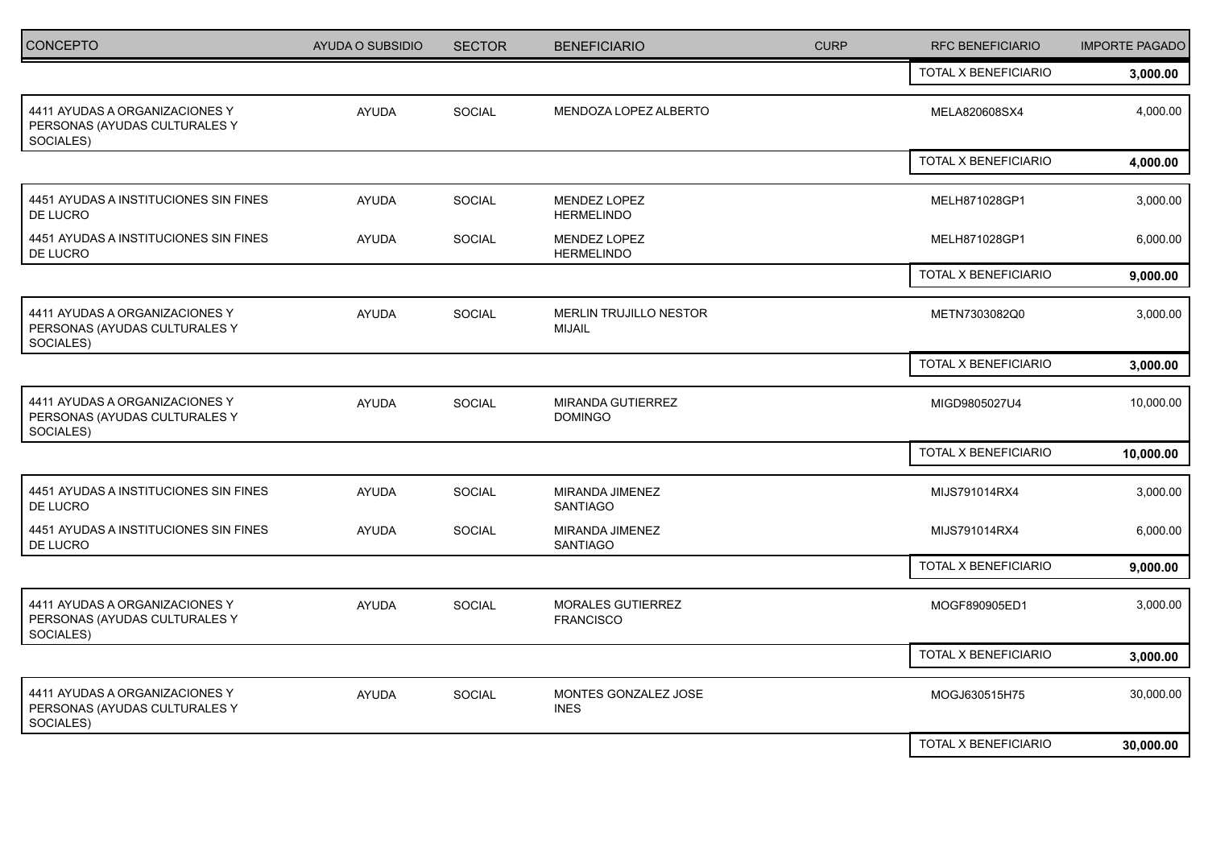| CONCEPTO | AYUDA O SUBSIDIO | SECTOR | BENEFICIARIO | CURP | RFC BENEFICIARIO | IMPORTE PAGADO |
|---|---|---|---|---|---|---|
| | | | | | TOTAL X BENEFICIARIO | **3,000.00** |
| 4411 AYUDAS A ORGANIZACIONES Y PERSONAS (AYUDAS CULTURALES Y SOCIALES) | AYUDA | SOCIAL | MENDOZA LOPEZ ALBERTO | | MELA820608SX4 | 4,000.00 |
| | | | | | TOTAL X BENEFICIARIO | **4,000.00** |
| 4451 AYUDAS A INSTITUCIONES SIN FINES DE LUCRO | AYUDA | SOCIAL | MENDEZ LOPEZ HERMELINDO | | MELH871028GP1 | 3,000.00 |
| 4451 AYUDAS A INSTITUCIONES SIN FINES DE LUCRO | AYUDA | SOCIAL | MENDEZ LOPEZ HERMELINDO | | MELH871028GP1 | 6,000.00 |
| | | | | | TOTAL X BENEFICIARIO | **9,000.00** |
| 4411 AYUDAS A ORGANIZACIONES Y PERSONAS (AYUDAS CULTURALES Y SOCIALES) | AYUDA | SOCIAL | MERLIN TRUJILLO NESTOR MIJAIL | | METN7303082Q0 | 3,000.00 |
| | | | | | TOTAL X BENEFICIARIO | **3,000.00** |
| 4411 AYUDAS A ORGANIZACIONES Y PERSONAS (AYUDAS CULTURALES Y SOCIALES) | AYUDA | SOCIAL | MIRANDA GUTIERREZ DOMINGO | | MIGD9805027U4 | 10,000.00 |
| | | | | | TOTAL X BENEFICIARIO | **10,000.00** |
| 4451 AYUDAS A INSTITUCIONES SIN FINES DE LUCRO | AYUDA | SOCIAL | MIRANDA JIMENEZ SANTIAGO | | MIJS791014RX4 | 3,000.00 |
| 4451 AYUDAS A INSTITUCIONES SIN FINES DE LUCRO | AYUDA | SOCIAL | MIRANDA JIMENEZ SANTIAGO | | MIJS791014RX4 | 6,000.00 |
| | | | | | TOTAL X BENEFICIARIO | **9,000.00** |
| 4411 AYUDAS A ORGANIZACIONES Y PERSONAS (AYUDAS CULTURALES Y SOCIALES) | AYUDA | SOCIAL | MORALES GUTIERREZ FRANCISCO | | MOGF890905ED1 | 3,000.00 |
| | | | | | TOTAL X BENEFICIARIO | **3,000.00** |
| 4411 AYUDAS A ORGANIZACIONES Y PERSONAS (AYUDAS CULTURALES Y SOCIALES) | AYUDA | SOCIAL | MONTES GONZALEZ JOSE INES | | MOGJ630515H75 | 30,000.00 |
| | | | | | TOTAL X BENEFICIARIO | **30,000.00** |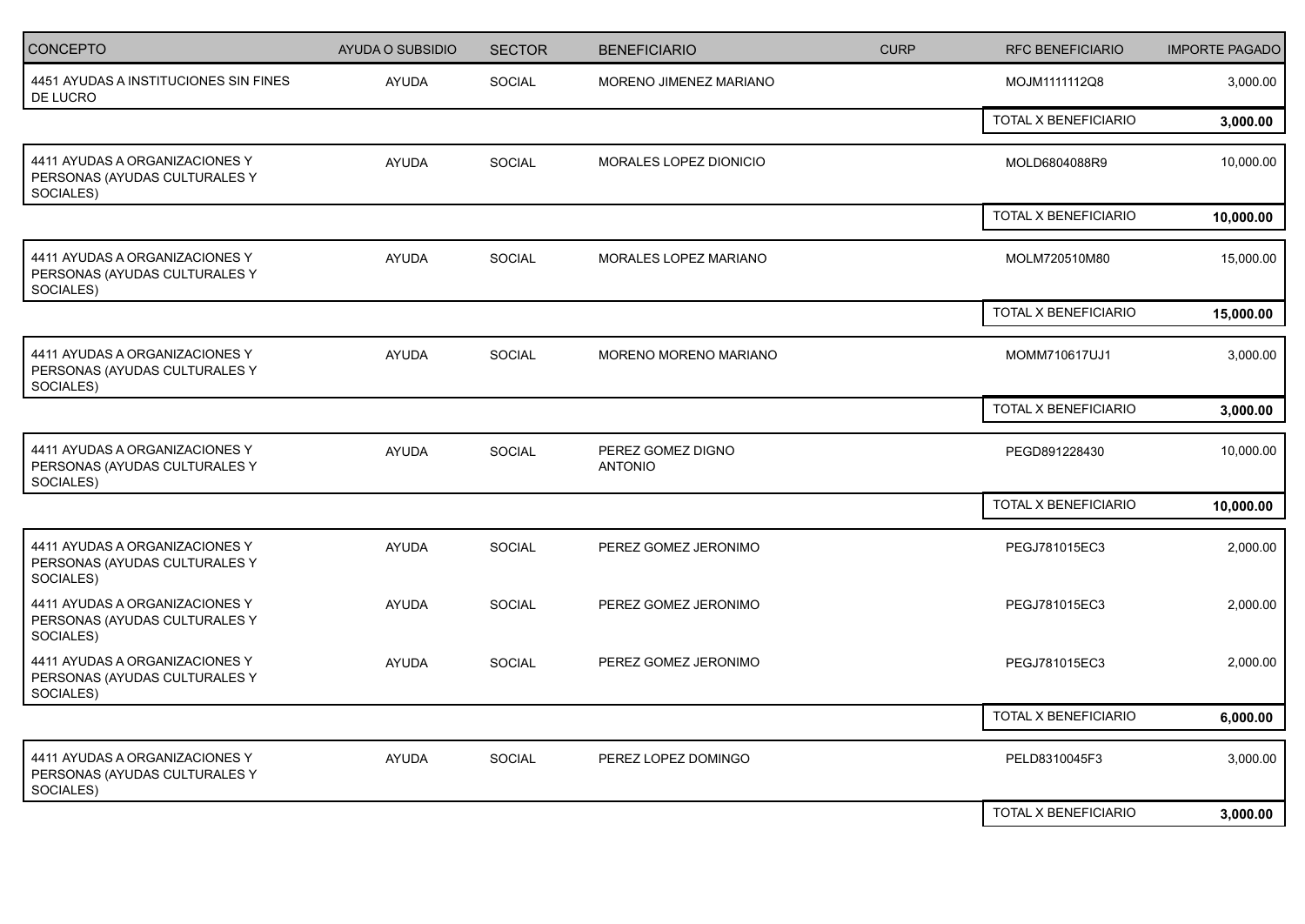| CONCEPTO | AYUDA O SUBSIDIO | SECTOR | BENEFICIARIO | CURP | RFC BENEFICIARIO | IMPORTE PAGADO |
|---|---|---|---|---|---|---|
| 4451 AYUDAS A INSTITUCIONES SIN FINES DE LUCRO | AYUDA | SOCIAL | MORENO JIMENEZ MARIANO | | MOJM1111112Q8 | 3,000.00 |
| | | | | | TOTAL X BENEFICIARIO | **3,000.00** |
| 4411 AYUDAS A ORGANIZACIONES Y PERSONAS (AYUDAS CULTURALES Y SOCIALES) | AYUDA | SOCIAL | MORALES LOPEZ DIONICIO | | MOLD6804088R9 | 10,000.00 |
| | | | | | TOTAL X BENEFICIARIO | **10,000.00** |
| 4411 AYUDAS A ORGANIZACIONES Y PERSONAS (AYUDAS CULTURALES Y SOCIALES) | AYUDA | SOCIAL | MORALES LOPEZ MARIANO | | MOLM720510M80 | 15,000.00 |
| | | | | | TOTAL X BENEFICIARIO | **15,000.00** |
| 4411 AYUDAS A ORGANIZACIONES Y PERSONAS (AYUDAS CULTURALES Y SOCIALES) | AYUDA | SOCIAL | MORENO MORENO MARIANO | | MOMM710617UJ1 | 3,000.00 |
| | | | | | TOTAL X BENEFICIARIO | **3,000.00** |
| 4411 AYUDAS A ORGANIZACIONES Y PERSONAS (AYUDAS CULTURALES Y SOCIALES) | AYUDA | SOCIAL | PEREZ GOMEZ DIGNO ANTONIO | | PEGD891228430 | 10,000.00 |
| | | | | | TOTAL X BENEFICIARIO | **10,000.00** |
| 4411 AYUDAS A ORGANIZACIONES Y PERSONAS (AYUDAS CULTURALES Y SOCIALES) | AYUDA | SOCIAL | PEREZ GOMEZ JERONIMO | | PEGJ781015EC3 | 2,000.00 |
| 4411 AYUDAS A ORGANIZACIONES Y PERSONAS (AYUDAS CULTURALES Y SOCIALES) | AYUDA | SOCIAL | PEREZ GOMEZ JERONIMO | | PEGJ781015EC3 | 2,000.00 |
| 4411 AYUDAS A ORGANIZACIONES Y PERSONAS (AYUDAS CULTURALES Y SOCIALES) | AYUDA | SOCIAL | PEREZ GOMEZ JERONIMO | | PEGJ781015EC3 | 2,000.00 |
| | | | | | TOTAL X BENEFICIARIO | **6,000.00** |
| 4411 AYUDAS A ORGANIZACIONES Y PERSONAS (AYUDAS CULTURALES Y SOCIALES) | AYUDA | SOCIAL | PEREZ LOPEZ DOMINGO | | PELD8310045F3 | 3,000.00 |
| | | | | | TOTAL X BENEFICIARIO | **3,000.00** |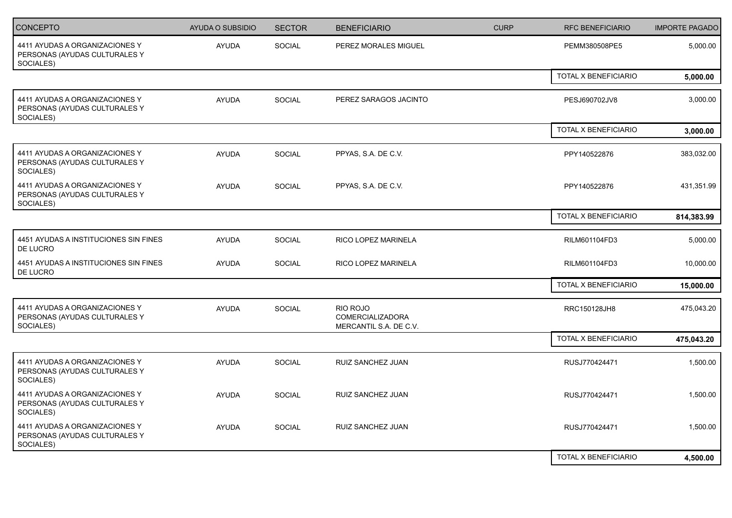| CONCEPTO | AYUDA O SUBSIDIO | SECTOR | BENEFICIARIO | CURP | RFC BENEFICIARIO | IMPORTE PAGADO |
|---|---|---|---|---|---|---|
| 4411 AYUDAS A ORGANIZACIONES Y PERSONAS (AYUDAS CULTURALES Y SOCIALES) | AYUDA | SOCIAL | PEREZ MORALES MIGUEL | | PEMM380508PE5 | 5,000.00 |
| | | | | | TOTAL X BENEFICIARIO | **5,000.00** |
| 4411 AYUDAS A ORGANIZACIONES Y PERSONAS (AYUDAS CULTURALES Y SOCIALES) | AYUDA | SOCIAL | PEREZ SARAGOS JACINTO | | PESJ690702JV8 | 3,000.00 |
| | | | | | TOTAL X BENEFICIARIO | **3,000.00** |
| 4411 AYUDAS A ORGANIZACIONES Y PERSONAS (AYUDAS CULTURALES Y SOCIALES) | AYUDA | SOCIAL | PPYAS, S.A. DE C.V. | | PPY140522876 | 383,032.00 |
| 4411 AYUDAS A ORGANIZACIONES Y PERSONAS (AYUDAS CULTURALES Y SOCIALES) | AYUDA | SOCIAL | PPYAS, S.A. DE C.V. | | PPY140522876 | 431,351.99 |
| | | | | | TOTAL X BENEFICIARIO | **814,383.99** |
| 4451 AYUDAS A INSTITUCIONES SIN FINES DE LUCRO | AYUDA | SOCIAL | RICO LOPEZ MARINELA | | RILM601104FD3 | 5,000.00 |
| 4451 AYUDAS A INSTITUCIONES SIN FINES DE LUCRO | AYUDA | SOCIAL | RICO LOPEZ MARINELA | | RILM601104FD3 | 10,000.00 |
| | | | | | TOTAL X BENEFICIARIO | **15,000.00** |
| 4411 AYUDAS A ORGANIZACIONES Y PERSONAS (AYUDAS CULTURALES Y SOCIALES) | AYUDA | SOCIAL | RIO ROJO COMERCIALIZADORA MERCANTIL S.A. DE C.V. | | RRC150128JH8 | 475,043.20 |
| | | | | | TOTAL X BENEFICIARIO | **475,043.20** |
| 4411 AYUDAS A ORGANIZACIONES Y PERSONAS (AYUDAS CULTURALES Y SOCIALES) | AYUDA | SOCIAL | RUIZ SANCHEZ JUAN | | RUSJ770424471 | 1,500.00 |
| 4411 AYUDAS A ORGANIZACIONES Y PERSONAS (AYUDAS CULTURALES Y SOCIALES) | AYUDA | SOCIAL | RUIZ SANCHEZ JUAN | | RUSJ770424471 | 1,500.00 |
| 4411 AYUDAS A ORGANIZACIONES Y PERSONAS (AYUDAS CULTURALES Y SOCIALES) | AYUDA | SOCIAL | RUIZ SANCHEZ JUAN | | RUSJ770424471 | 1,500.00 |
| | | | | | TOTAL X BENEFICIARIO | **4,500.00** |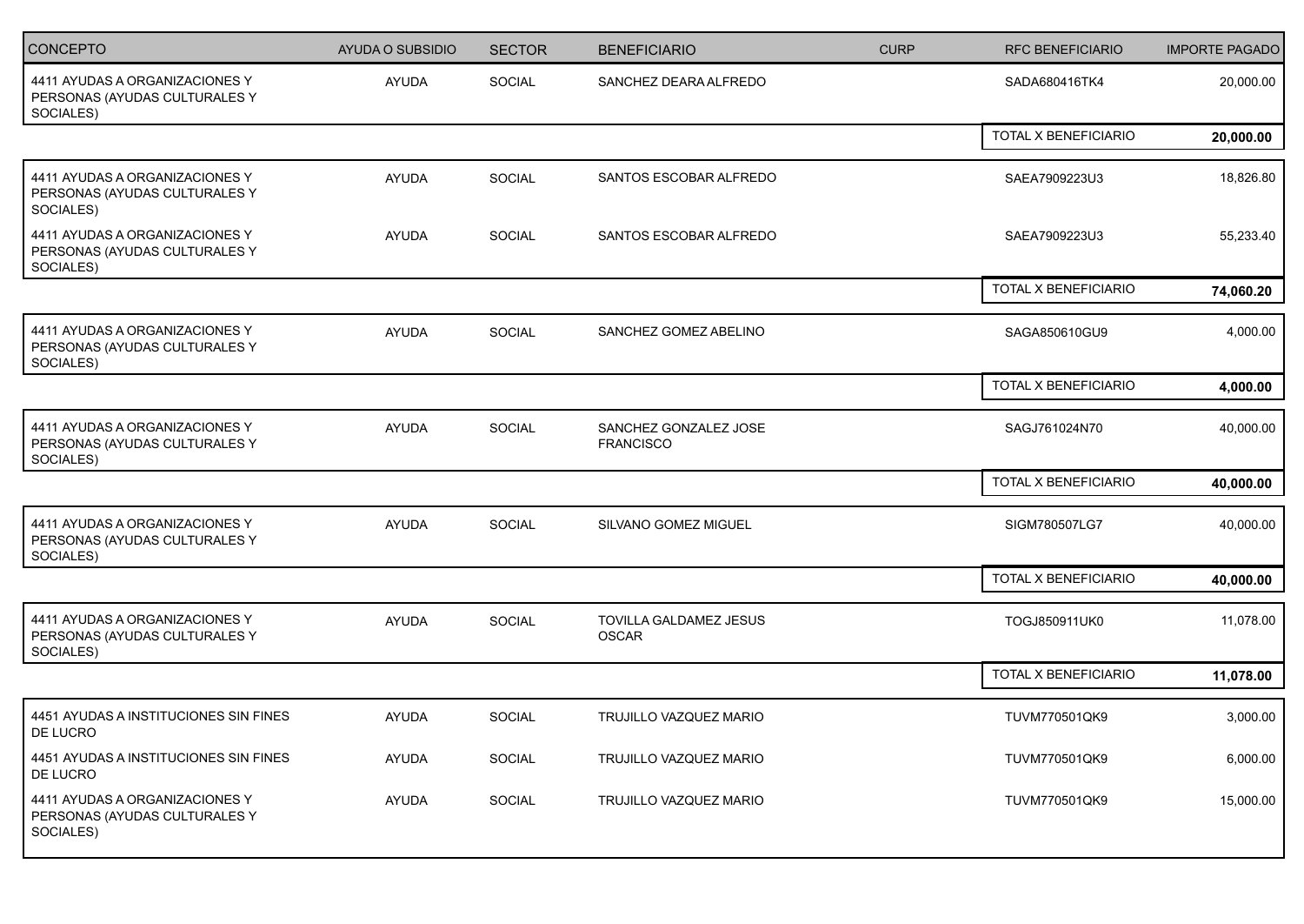| CONCEPTO | AYUDA O SUBSIDIO | SECTOR | BENEFICIARIO | CURP | RFC BENEFICIARIO | IMPORTE PAGADO |
|---|---|---|---|---|---|---|
| 4411 AYUDAS A ORGANIZACIONES Y PERSONAS (AYUDAS CULTURALES Y SOCIALES) | AYUDA | SOCIAL | SANCHEZ DEARA ALFREDO | | SADA680416TK4 | 20,000.00 |
| | | | | | TOTAL X BENEFICIARIO | **20,000.00** |
| 4411 AYUDAS A ORGANIZACIONES Y PERSONAS (AYUDAS CULTURALES Y SOCIALES) | AYUDA | SOCIAL | SANTOS ESCOBAR ALFREDO | | SAEA7909223U3 | 18,826.80 |
| 4411 AYUDAS A ORGANIZACIONES Y PERSONAS (AYUDAS CULTURALES Y SOCIALES) | AYUDA | SOCIAL | SANTOS ESCOBAR ALFREDO | | SAEA7909223U3 | 55,233.40 |
| | | | | | TOTAL X BENEFICIARIO | **74,060.20** |
| 4411 AYUDAS A ORGANIZACIONES Y PERSONAS (AYUDAS CULTURALES Y SOCIALES) | AYUDA | SOCIAL | SANCHEZ GOMEZ ABELINO | | SAGA850610GU9 | 4,000.00 |
| | | | | | TOTAL X BENEFICIARIO | **4,000.00** |
| 4411 AYUDAS A ORGANIZACIONES Y PERSONAS (AYUDAS CULTURALES Y SOCIALES) | AYUDA | SOCIAL | SANCHEZ GONZALEZ JOSE FRANCISCO | | SAGJ761024N70 | 40,000.00 |
| | | | | | TOTAL X BENEFICIARIO | **40,000.00** |
| 4411 AYUDAS A ORGANIZACIONES Y PERSONAS (AYUDAS CULTURALES Y SOCIALES) | AYUDA | SOCIAL | SILVANO GOMEZ MIGUEL | | SIGM780507LG7 | 40,000.00 |
| | | | | | TOTAL X BENEFICIARIO | **40,000.00** |
| 4411 AYUDAS A ORGANIZACIONES Y PERSONAS (AYUDAS CULTURALES Y SOCIALES) | AYUDA | SOCIAL | TOVILLA GALDAMEZ JESUS OSCAR | | TOGJ850911UK0 | 11,078.00 |
| | | | | | TOTAL X BENEFICIARIO | **11,078.00** |
| 4451 AYUDAS A INSTITUCIONES SIN FINES DE LUCRO | AYUDA | SOCIAL | TRUJILLO VAZQUEZ MARIO | | TUVM770501QK9 | 3,000.00 |
| 4451 AYUDAS A INSTITUCIONES SIN FINES DE LUCRO | AYUDA | SOCIAL | TRUJILLO VAZQUEZ MARIO | | TUVM770501QK9 | 6,000.00 |
| 4411 AYUDAS A ORGANIZACIONES Y PERSONAS (AYUDAS CULTURALES Y SOCIALES) | AYUDA | SOCIAL | TRUJILLO VAZQUEZ MARIO | | TUVM770501QK9 | 15,000.00 |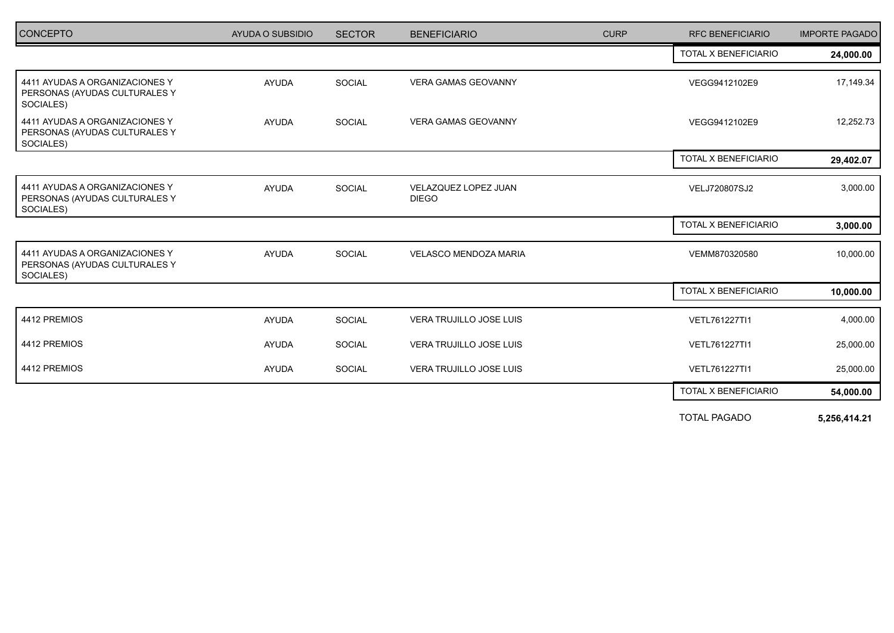| CONCEPTO | AYUDA O SUBSIDIO | SECTOR | BENEFICIARIO | CURP | RFC BENEFICIARIO | IMPORTE PAGADO |
|---|---|---|---|---|---|---|
| | | | | | TOTAL X BENEFICIARIO | **24,000.00** |
| 4411 AYUDAS A ORGANIZACIONES Y PERSONAS (AYUDAS CULTURALES Y SOCIALES) | AYUDA | SOCIAL | VERA GAMAS GEOVANNY | | VEGG9412102E9 | 17,149.34 |
| 4411 AYUDAS A ORGANIZACIONES Y PERSONAS (AYUDAS CULTURALES Y SOCIALES) | AYUDA | SOCIAL | VERA GAMAS GEOVANNY | | VEGG9412102E9 | 12,252.73 |
| | | | | | TOTAL X BENEFICIARIO | **29,402.07** |
| 4411 AYUDAS A ORGANIZACIONES Y PERSONAS (AYUDAS CULTURALES Y SOCIALES) | AYUDA | SOCIAL | VELAZQUEZ LOPEZ JUAN DIEGO | | VELJ720807SJ2 | 3,000.00 |
| | | | | | TOTAL X BENEFICIARIO | **3,000.00** |
| 4411 AYUDAS A ORGANIZACIONES Y PERSONAS (AYUDAS CULTURALES Y SOCIALES) | AYUDA | SOCIAL | VELASCO MENDOZA MARIA | | VEMM870320580 | 10,000.00 |
| | | | | | TOTAL X BENEFICIARIO | **10,000.00** |
| 4412 PREMIOS | AYUDA | SOCIAL | VERA TRUJILLO JOSE LUIS | | VETL761227TI1 | 4,000.00 |
| 4412 PREMIOS | AYUDA | SOCIAL | VERA TRUJILLO JOSE LUIS | | VETL761227TI1 | 25,000.00 |
| 4412 PREMIOS | AYUDA | SOCIAL | VERA TRUJILLO JOSE LUIS | | VETL761227TI1 | 25,000.00 |
| | | | | | TOTAL X BENEFICIARIO | **54,000.00** |
| | | | | | TOTAL PAGADO | **5,256,414.21** |